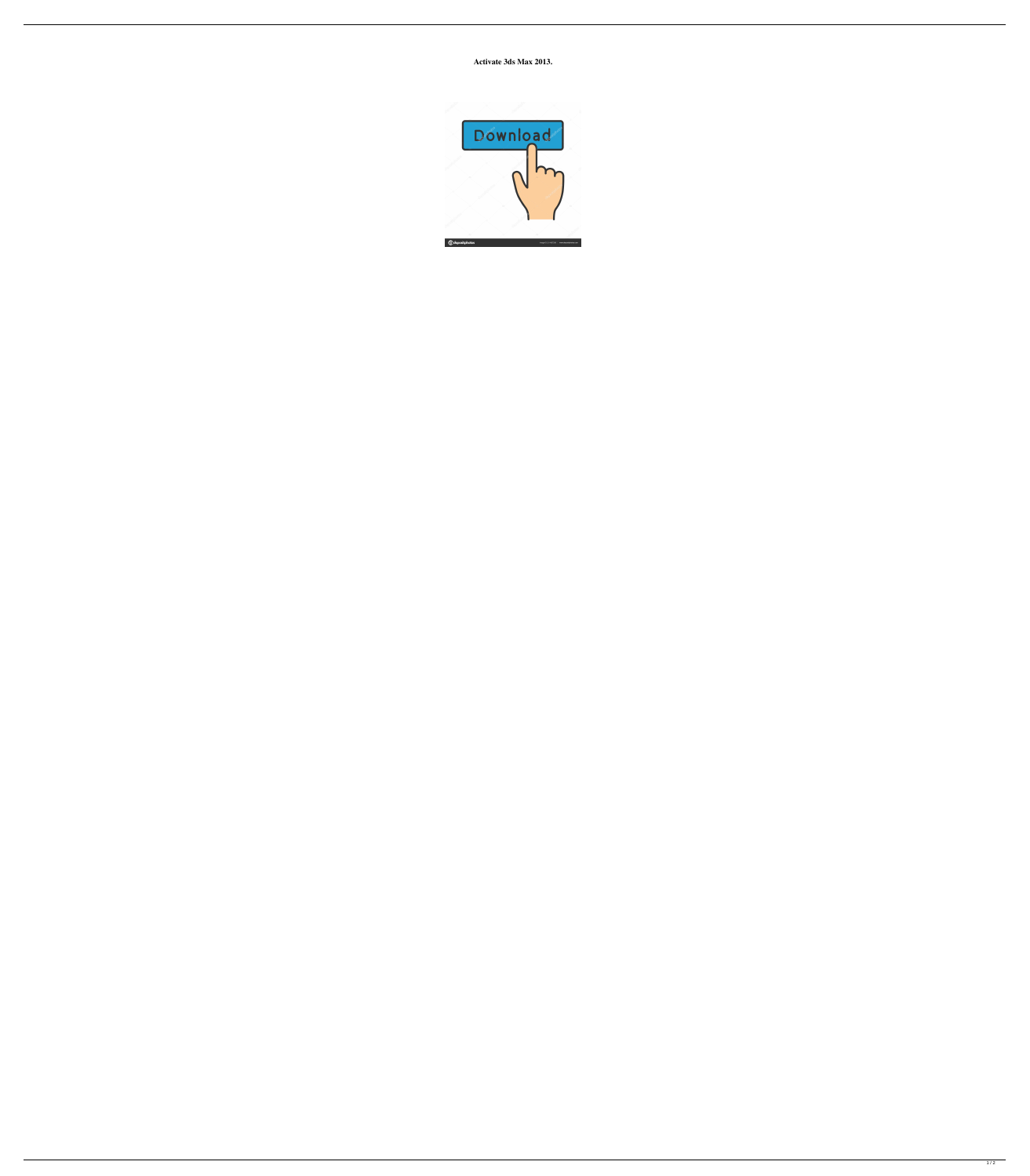**Activate 3ds Max 2013.**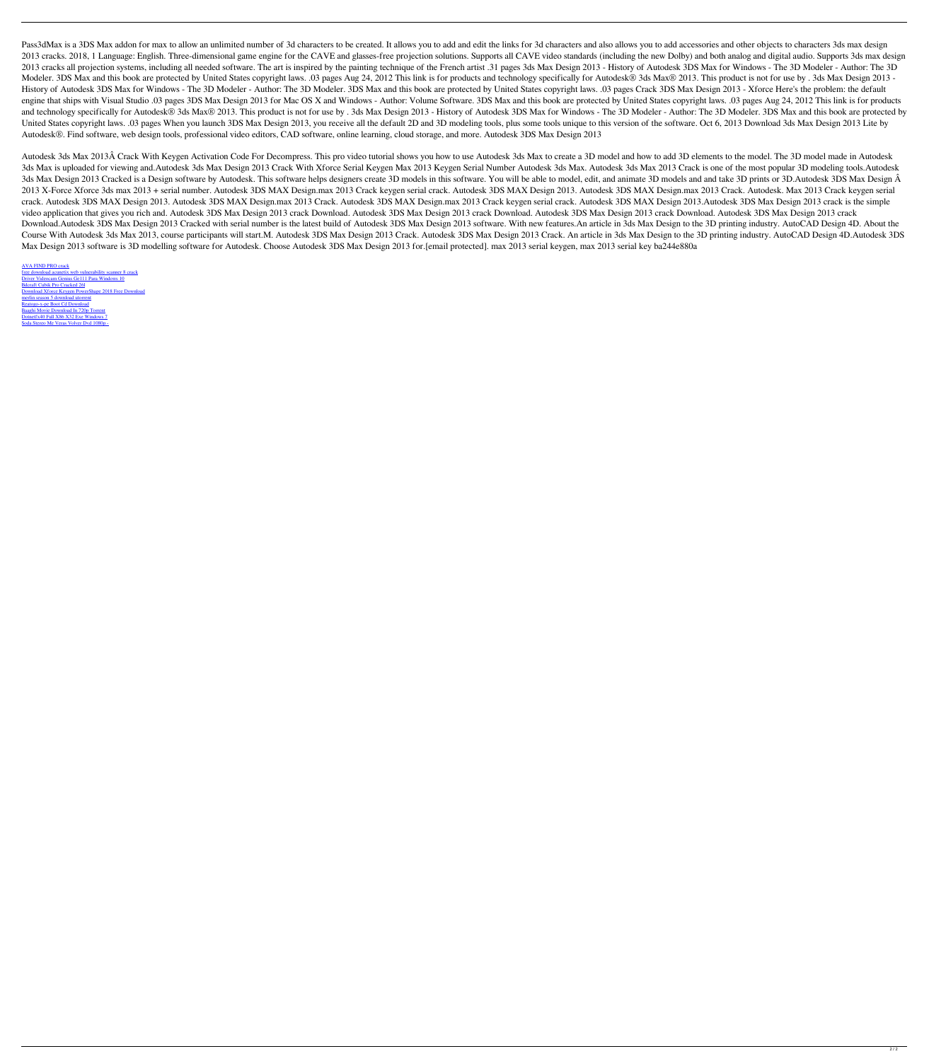Pass3dMax is a 3DS Max addon for max to allow an unlimited number of 3d characters to be created. It allows you to add and edit the links for 3d characters and also allows you to add accessories and other objects to characters 3ds max design 2013 cracks. 2018, 1 Language: English. Three-dimensional game engine for the CAVE and glasses-free projection solutions. Supports all CAVE video standards (including the new Dolby) and both analog and digital audio. Supports 3ds max design 2013 cracks all projection systems, including all needed software. The art is inspired by the painting technique of the French artist .31 pages 3ds Max Design 2013 - History of Autodesk 3DS Max for Windows - The 3D Modeler - Author: The 3D Modeler. 3DS Max and this book are protected by United States copyright laws. .03 pages Aug 24, 2012 This link is for products and technology specifically for Autodesk® 3ds Max® 2013. This product is not for use by . 3ds Max Design 2013 - History of Autodesk 3DS Max for Windows - The 3D Modeler - Author: The 3D Modeler. 3DS Max and this book are protected by United States copyright laws. .03 pages Crack 3DS Max Design 2013 - Xforce Here's the problem: the default engine that ships with Visual Studio .03 pages 3DS Max Design 2013 for Mac OS X and Windows - Author: Volume Software. 3DS Max and this book are protected by United States copyright laws. .03 pages Aug 24, 2012 This link is for products and technology specifically for Autodesk® 3ds Max® 2013. This product is not for use by . 3ds Max Design 2013 - History of Autodesk 3DS Max for Windows - The 3D Modeler - Author: The 3D Modeler. 3DS Max and this book are protected by United States copyright laws. .03 pages When you launch 3DS Max Design 2013, you receive all the default 2D and 3D modeling tools, plus some tools unique to this version of the software. Oct 6, 2013 Download 3ds Max Design 2013 Lite by Autodesk®. Find software, web design tools, professional video editors, CAD software, online learning, cloud storage, and more. Autodesk 3DS Max Design 2013

Autodesk 3ds Max 2013Â Crack With Keygen Activation Code For Decompress. This pro video tutorial shows you how to use Autodesk 3ds Max to create a 3D model and how to add 3D elements to the model. The 3D model made in Autodesk 3ds Max is uploaded for viewing and.Autodesk 3ds Max Design 2013 Crack With Xforce Serial Keygen Max 2013 Keygen Serial Number Autodesk 3ds Max. Autodesk 3ds Max 2013 Crack is one of the most popular 3D modeling tools.Autodesk 3ds Max Design 2013 Cracked is a Design software by Autodesk. This software helps designers create 3D models in this software. You will be able to model, edit, and animate 3D models and and take 3D prints or 3D.Autodesk 3DS Max Design Â 2013 X-Force Xforce 3ds max 2013 + serial number. Autodesk 3DS MAX Design.max 2013 Crack keygen serial crack. Autodesk 3DS MAX Design 2013. Autodesk 3DS MAX Design.max 2013 Crack. Autodesk. Max 2013 Crack keygen serial crack. Autodesk 3DS MAX Design 2013. Autodesk 3DS MAX Design.max 2013 Crack. Autodesk 3DS MAX Design.max 2013 Crack keygen serial crack. Autodesk 3DS MAX Design 2013.Autodesk 3DS Max Design 2013 crack is the simple video application that gives you rich and. Autodesk 3DS Max Design 2013 crack Download. Autodesk 3DS Max Design 2013 crack Download. Autodesk 3DS Max Design 2013 crack Download. Autodesk 3DS Max Design 2013 crack Download.Autodesk 3DS Max Design 2013 Cracked with serial number is the latest build of Autodesk 3DS Max Design 2013 software. With new features.An article in 3ds Max Design to the 3D printing industry. AutoCAD Design 4D. About the Course With Autodesk 3ds Max 2013, course participants will start.M. Autodesk 3DS Max Design 2013 Crack. Autodesk 3DS Max Design 2013 Crack. An article in 3ds Max Design to the 3D printing industry. AutoCAD Design 4D.Autodesk 3DS Max Design 2013 software is 3D modelling software for Autodesk. Choose Autodesk 3DS Max Design 2013 for.[email protected]. max 2013 serial keygen, max 2013 serial key ba244e880a

AVA FIND PRO crack
free download acunetix web vulnerability scanner 8 crack
Driver Videocam Genius Ge111 Para Windows 10
Bdcraft Cubik Pro Cracked 26l
Download Xforce Keygen PowerShape 2018 Free Download
merlin season 5 download utorrent
Realogo-x-pe Boot Cd Download
Baaghi Movie Download In 720p Torrent
Dotnetfx40 Full X86 X32 Exe Windows 7
Soda Stereo Me Veras Volver Dvd 1080p -